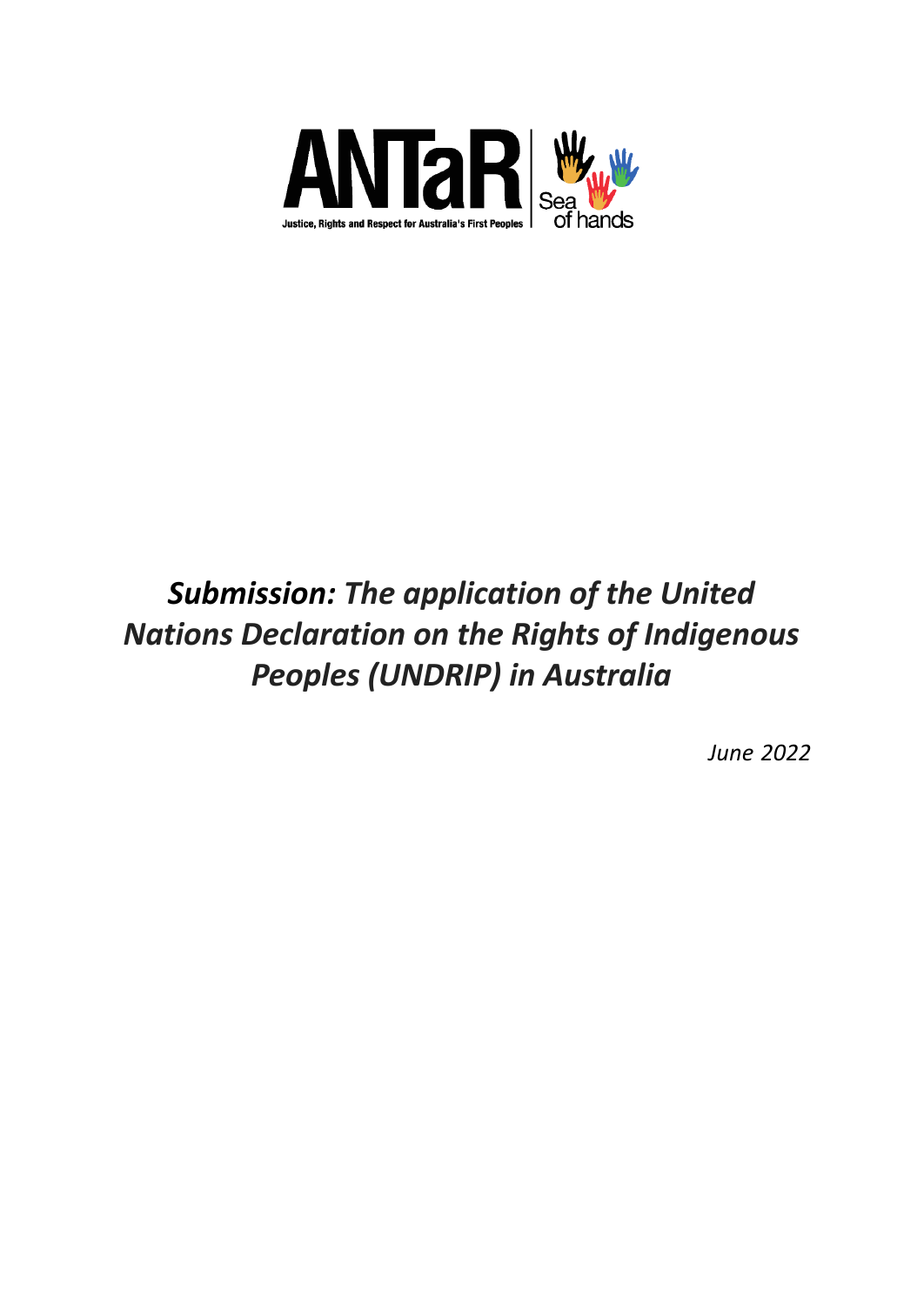ANTaR

Justice, Rights and Respect for Australia's First Peoples

Sea of hands

# ***Submission:*** *The application of the United Nations Declaration on the Rights of Indigenous Peoples (UNDRIP) in Australia*

*June 2022*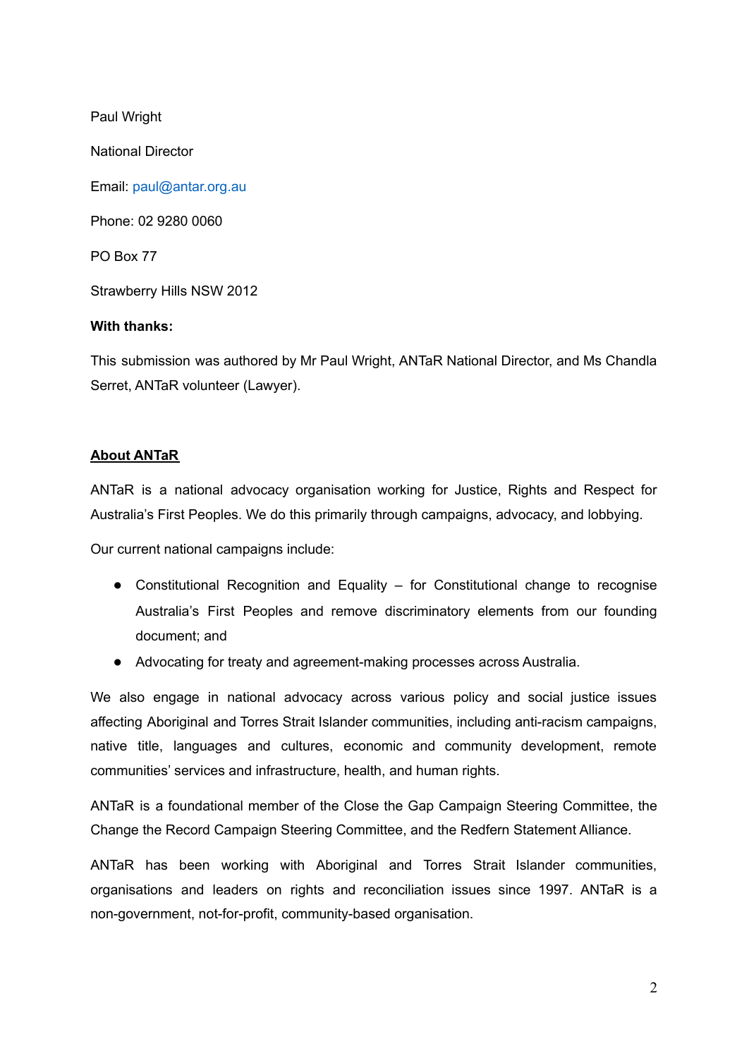Paul Wright

National Director

Email: paul@antar.org.au

Phone: 02 9280 0060

PO Box 77

Strawberry Hills NSW 2012

**With thanks:**

This submission was authored by Mr Paul Wright, ANTaR National Director, and Ms Chandla Serret, ANTaR volunteer (Lawyer).

## About ANTaR

ANTaR is a national advocacy organisation working for Justice, Rights and Respect for Australia's First Peoples. We do this primarily through campaigns, advocacy, and lobbying.

Our current national campaigns include:

- Constitutional Recognition and Equality – for Constitutional change to recognise Australia's First Peoples and remove discriminatory elements from our founding document; and
- Advocating for treaty and agreement-making processes across Australia.

We also engage in national advocacy across various policy and social justice issues affecting Aboriginal and Torres Strait Islander communities, including anti-racism campaigns, native title, languages and cultures, economic and community development, remote communities' services and infrastructure, health, and human rights.

ANTaR is a foundational member of the Close the Gap Campaign Steering Committee, the Change the Record Campaign Steering Committee, and the Redfern Statement Alliance.

ANTaR has been working with Aboriginal and Torres Strait Islander communities, organisations and leaders on rights and reconciliation issues since 1997. ANTaR is a non-government, not-for-profit, community-based organisation.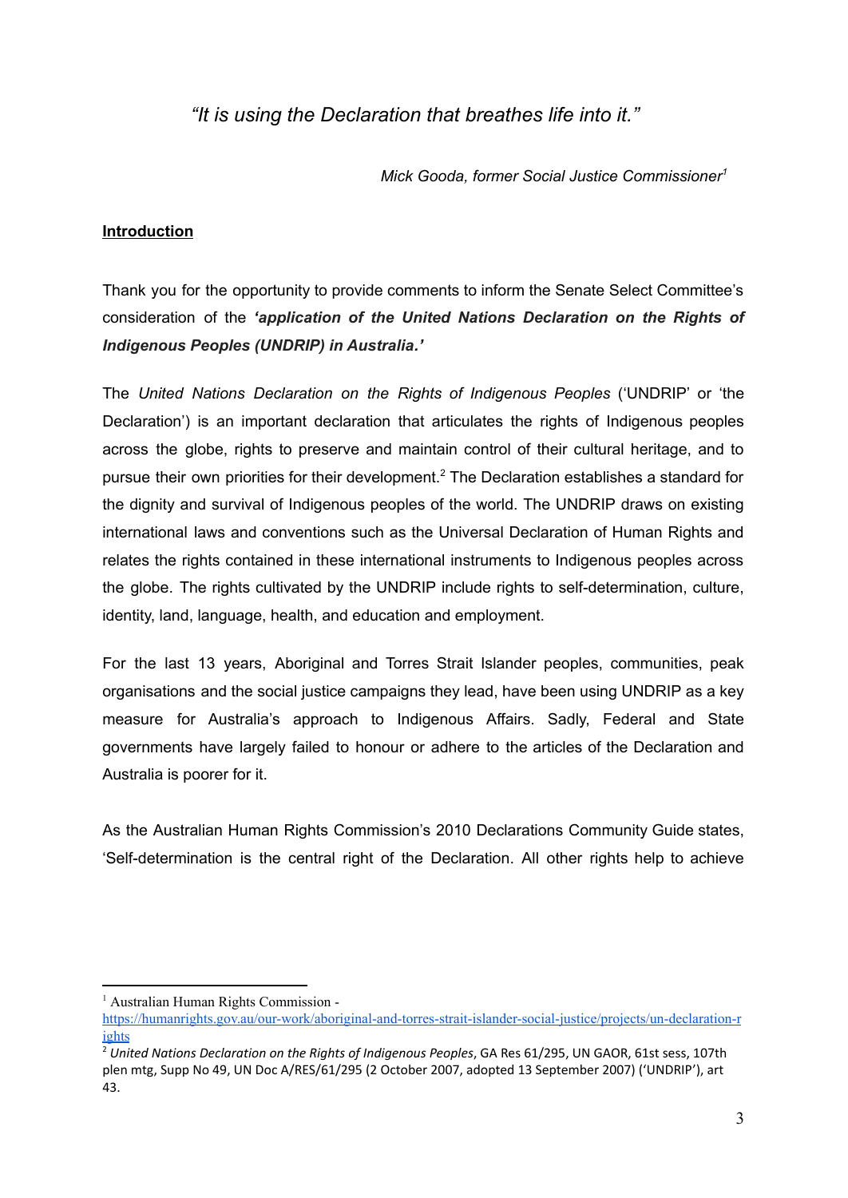*"It is using the Declaration that breathes life into it."*

*Mick Gooda, former Social Justice Commissioner*[1]

**Introduction**

Thank you for the opportunity to provide comments to inform the Senate Select Committee's consideration of the ***'application of the United Nations Declaration on the Rights of Indigenous Peoples (UNDRIP) in Australia.'***

The *United Nations Declaration on the Rights of Indigenous Peoples* ('UNDRIP' or 'the Declaration') is an important declaration that articulates the rights of Indigenous peoples across the globe, rights to preserve and maintain control of their cultural heritage, and to pursue their own priorities for their development.[2] The Declaration establishes a standard for the dignity and survival of Indigenous peoples of the world. The UNDRIP draws on existing international laws and conventions such as the Universal Declaration of Human Rights and relates the rights contained in these international instruments to Indigenous peoples across the globe. The rights cultivated by the UNDRIP include rights to self-determination, culture, identity, land, language, health, and education and employment.

For the last 13 years, Aboriginal and Torres Strait Islander peoples, communities, peak organisations and the social justice campaigns they lead, have been using UNDRIP as a key measure for Australia's approach to Indigenous Affairs. Sadly, Federal and State governments have largely failed to honour or adhere to the articles of the Declaration and Australia is poorer for it.

As the Australian Human Rights Commission's 2010 Declarations Community Guide states, 'Self-determination is the central right of the Declaration. All other rights help to achieve

---

[1] Australian Human Rights Commission - https://humanrights.gov.au/our-work/aboriginal-and-torres-strait-islander-social-justice/projects/un-declaration-rights

[2] *United Nations Declaration on the Rights of Indigenous Peoples*, GA Res 61/295, UN GAOR, 61st sess, 107th plen mtg, Supp No 49, UN Doc A/RES/61/295 (2 October 2007, adopted 13 September 2007) ('UNDRIP'), art 43.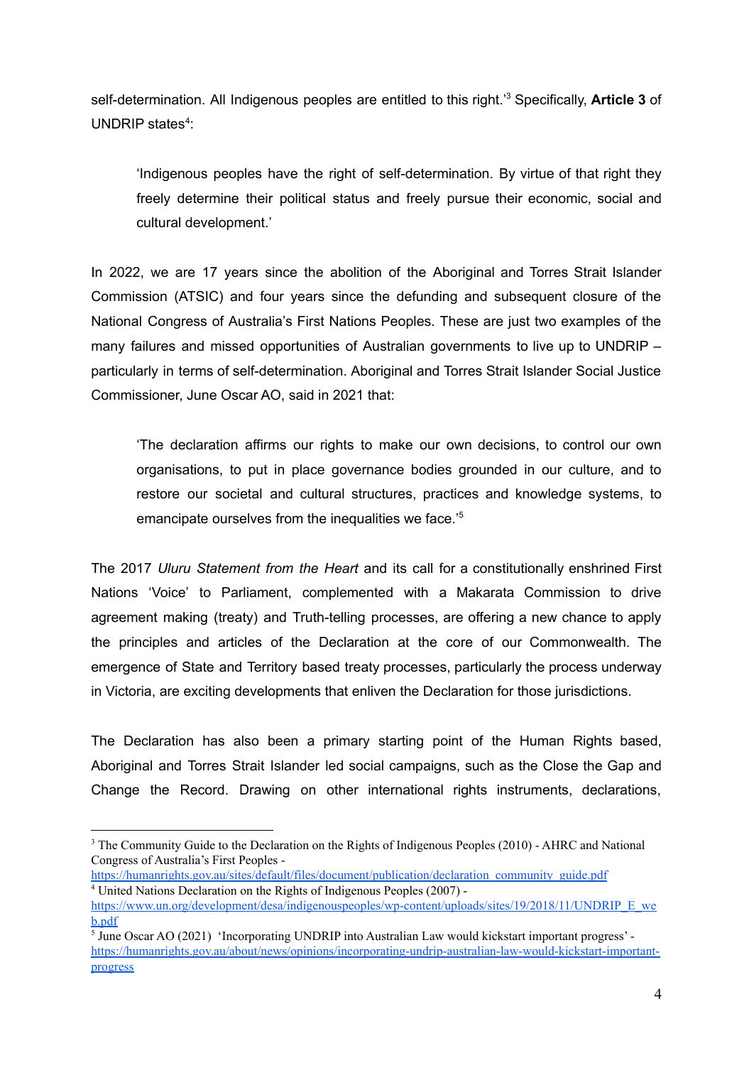self-determination. All Indigenous peoples are entitled to this right.'[3] Specifically, **Article 3** of UNDRIP states[4]:

> 'Indigenous peoples have the right of self-determination. By virtue of that right they freely determine their political status and freely pursue their economic, social and cultural development.'

In 2022, we are 17 years since the abolition of the Aboriginal and Torres Strait Islander Commission (ATSIC) and four years since the defunding and subsequent closure of the National Congress of Australia's First Nations Peoples. These are just two examples of the many failures and missed opportunities of Australian governments to live up to UNDRIP – particularly in terms of self-determination. Aboriginal and Torres Strait Islander Social Justice Commissioner, June Oscar AO, said in 2021 that:

> 'The declaration affirms our rights to make our own decisions, to control our own organisations, to put in place governance bodies grounded in our culture, and to restore our societal and cultural structures, practices and knowledge systems, to emancipate ourselves from the inequalities we face.'[5]

The 2017 *Uluru Statement from the Heart* and its call for a constitutionally enshrined First Nations 'Voice' to Parliament, complemented with a Makarata Commission to drive agreement making (treaty) and Truth-telling processes, are offering a new chance to apply the principles and articles of the Declaration at the core of our Commonwealth. The emergence of State and Territory based treaty processes, particularly the process underway in Victoria, are exciting developments that enliven the Declaration for those jurisdictions.

The Declaration has also been a primary starting point of the Human Rights based, Aboriginal and Torres Strait Islander led social campaigns, such as the Close the Gap and Change the Record. Drawing on other international rights instruments, declarations,

---

[3] The Community Guide to the Declaration on the Rights of Indigenous Peoples (2010) - AHRC and National Congress of Australia's First Peoples - https://humanrights.gov.au/sites/default/files/document/publication/declaration_community_guide.pdf

[4] United Nations Declaration on the Rights of Indigenous Peoples (2007) - https://www.un.org/development/desa/indigenouspeoples/wp-content/uploads/sites/19/2018/11/UNDRIP_E_web.pdf

[5] June Oscar AO (2021) 'Incorporating UNDRIP into Australian Law would kickstart important progress' - https://humanrights.gov.au/about/news/opinions/incorporating-undrip-australian-law-would-kickstart-important-progress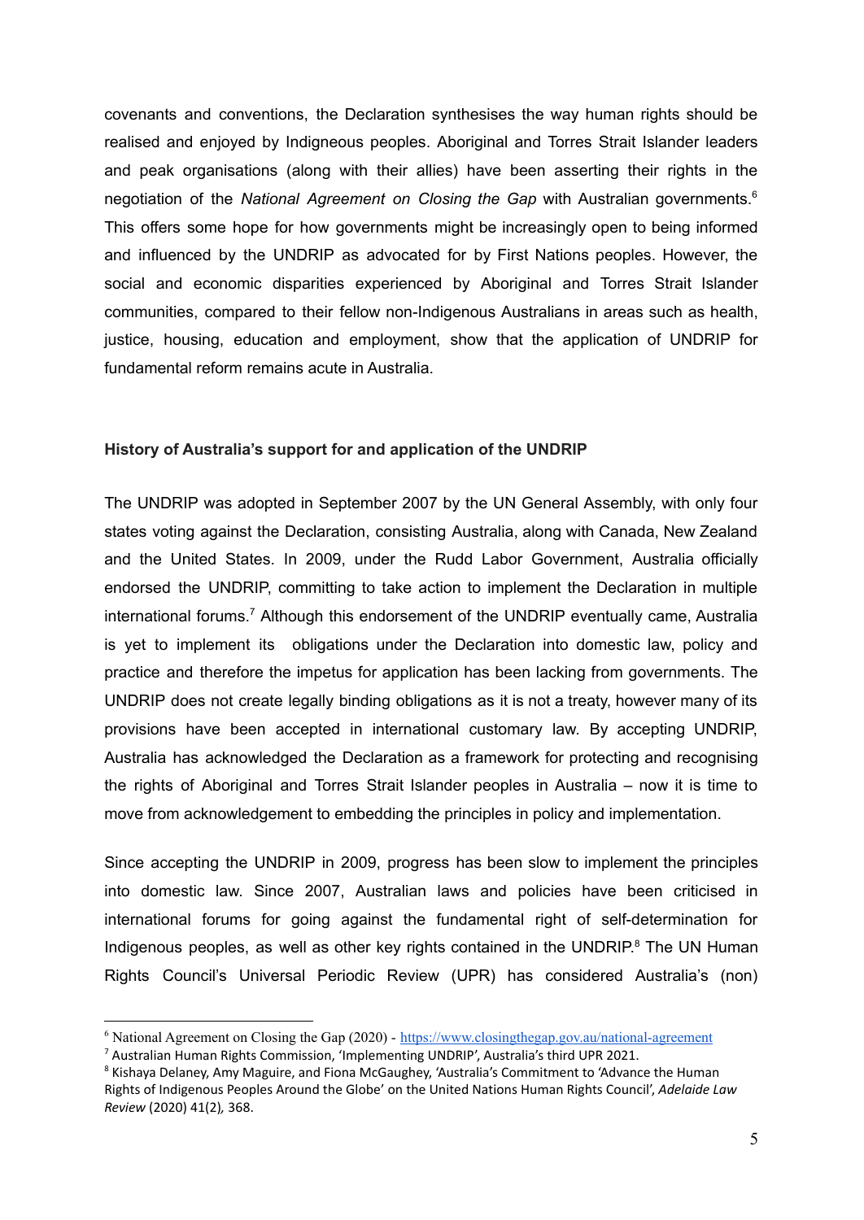covenants and conventions, the Declaration synthesises the way human rights should be realised and enjoyed by Indigenous peoples. Aboriginal and Torres Strait Islander leaders and peak organisations (along with their allies) have been asserting their rights in the negotiation of the *National Agreement on Closing the Gap* with Australian governments.[6] This offers some hope for how governments might be increasingly open to being informed and influenced by the UNDRIP as advocated for by First Nations peoples. However, the social and economic disparities experienced by Aboriginal and Torres Strait Islander communities, compared to their fellow non-Indigenous Australians in areas such as health, justice, housing, education and employment, show that the application of UNDRIP for fundamental reform remains acute in Australia.

**History of Australia's support for and application of the UNDRIP**

The UNDRIP was adopted in September 2007 by the UN General Assembly, with only four states voting against the Declaration, consisting Australia, along with Canada, New Zealand and the United States. In 2009, under the Rudd Labor Government, Australia officially endorsed the UNDRIP, committing to take action to implement the Declaration in multiple international forums.[7] Although this endorsement of the UNDRIP eventually came, Australia is yet to implement its obligations under the Declaration into domestic law, policy and practice and therefore the impetus for application has been lacking from governments. The UNDRIP does not create legally binding obligations as it is not a treaty, however many of its provisions have been accepted in international customary law. By accepting UNDRIP, Australia has acknowledged the Declaration as a framework for protecting and recognising the rights of Aboriginal and Torres Strait Islander peoples in Australia – now it is time to move from acknowledgement to embedding the principles in policy and implementation.

Since accepting the UNDRIP in 2009, progress has been slow to implement the principles into domestic law. Since 2007, Australian laws and policies have been criticised in international forums for going against the fundamental right of self-determination for Indigenous peoples, as well as other key rights contained in the UNDRIP.[8] The UN Human Rights Council's Universal Periodic Review (UPR) has considered Australia's (non)

---

[6] National Agreement on Closing the Gap (2020) - https://www.closingthegap.gov.au/national-agreement

[7] Australian Human Rights Commission, 'Implementing UNDRIP', Australia's third UPR 2021.

[8] Kishaya Delaney, Amy Maguire, and Fiona McGaughey, 'Australia's Commitment to 'Advance the Human Rights of Indigenous Peoples Around the Globe' on the United Nations Human Rights Council', *Adelaide Law Review* (2020) 41(2), 368.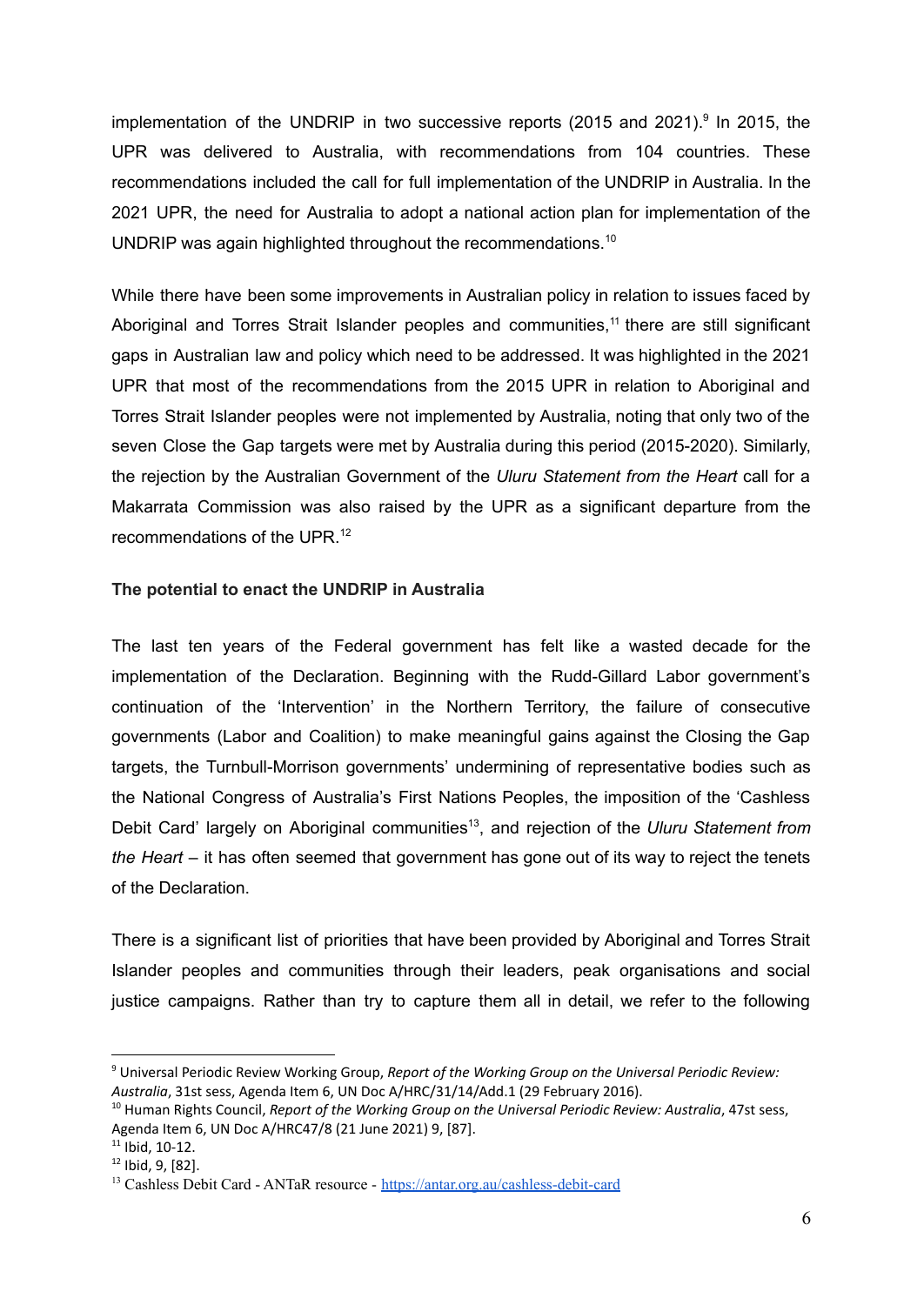implementation of the UNDRIP in two successive reports (2015 and 2021).[9] In 2015, the UPR was delivered to Australia, with recommendations from 104 countries. These recommendations included the call for full implementation of the UNDRIP in Australia. In the 2021 UPR, the need for Australia to adopt a national action plan for implementation of the UNDRIP was again highlighted throughout the recommendations.[10]

While there have been some improvements in Australian policy in relation to issues faced by Aboriginal and Torres Strait Islander peoples and communities,[11] there are still significant gaps in Australian law and policy which need to be addressed. It was highlighted in the 2021 UPR that most of the recommendations from the 2015 UPR in relation to Aboriginal and Torres Strait Islander peoples were not implemented by Australia, noting that only two of the seven Close the Gap targets were met by Australia during this period (2015-2020). Similarly, the rejection by the Australian Government of the *Uluru Statement from the Heart* call for a Makarrata Commission was also raised by the UPR as a significant departure from the recommendations of the UPR.[12]

**The potential to enact the UNDRIP in Australia**

The last ten years of the Federal government has felt like a wasted decade for the implementation of the Declaration. Beginning with the Rudd-Gillard Labor government's continuation of the 'Intervention' in the Northern Territory, the failure of consecutive governments (Labor and Coalition) to make meaningful gains against the Closing the Gap targets, the Turnbull-Morrison governments' undermining of representative bodies such as the National Congress of Australia's First Nations Peoples, the imposition of the 'Cashless Debit Card' largely on Aboriginal communities[13], and rejection of the *Uluru Statement from the Heart* – it has often seemed that government has gone out of its way to reject the tenets of the Declaration.

There is a significant list of priorities that have been provided by Aboriginal and Torres Strait Islander peoples and communities through their leaders, peak organisations and social justice campaigns. Rather than try to capture them all in detail, we refer to the following

---

[9] Universal Periodic Review Working Group, *Report of the Working Group on the Universal Periodic Review: Australia*, 31st sess, Agenda Item 6, UN Doc A/HRC/31/14/Add.1 (29 February 2016).

[10] Human Rights Council, *Report of the Working Group on the Universal Periodic Review: Australia*, 47st sess, Agenda Item 6, UN Doc A/HRC47/8 (21 June 2021) 9, [87].

[11] Ibid, 10-12.

[12] Ibid, 9, [82].

[13] Cashless Debit Card - ANTaR resource - https://antar.org.au/cashless-debit-card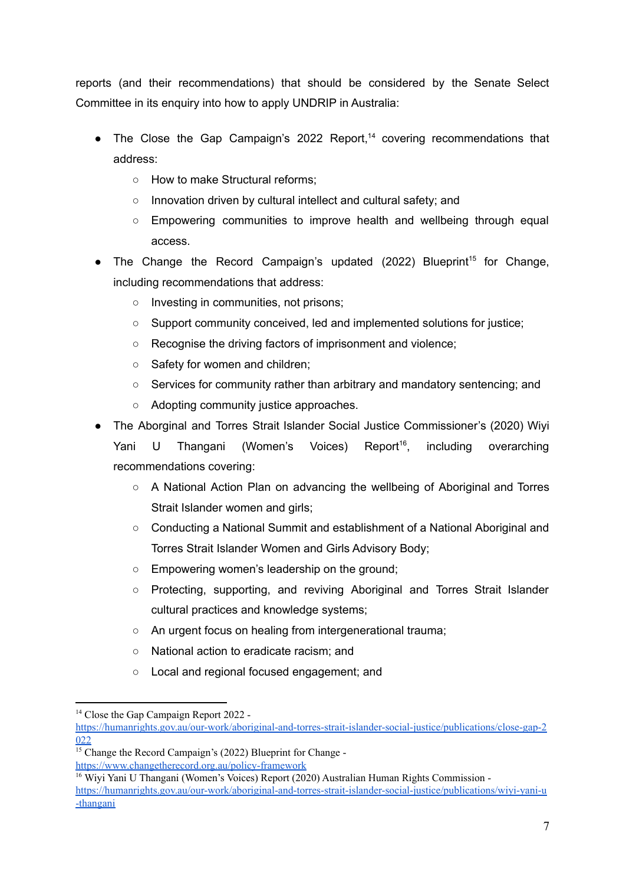reports (and their recommendations) that should be considered by the Senate Select Committee in its enquiry into how to apply UNDRIP in Australia:

- The Close the Gap Campaign's 2022 Report,[14] covering recommendations that address:
  - How to make Structural reforms;
  - Innovation driven by cultural intellect and cultural safety; and
  - Empowering communities to improve health and wellbeing through equal access.
- The Change the Record Campaign's updated (2022) Blueprint[15] for Change, including recommendations that address:
  - Investing in communities, not prisons;
  - Support community conceived, led and implemented solutions for justice;
  - Recognise the driving factors of imprisonment and violence;
  - Safety for women and children;
  - Services for community rather than arbitrary and mandatory sentencing; and
  - Adopting community justice approaches.
- The Aborginal and Torres Strait Islander Social Justice Commissioner's (2020) Wiyi Yani U Thangani (Women's Voices) Report[16], including overarching recommendations covering:
  - A National Action Plan on advancing the wellbeing of Aboriginal and Torres Strait Islander women and girls;
  - Conducting a National Summit and establishment of a National Aboriginal and Torres Strait Islander Women and Girls Advisory Body;
  - Empowering women's leadership on the ground;
  - Protecting, supporting, and reviving Aboriginal and Torres Strait Islander cultural practices and knowledge systems;
  - An urgent focus on healing from intergenerational trauma;
  - National action to eradicate racism; and
  - Local and regional focused engagement; and

---

[14] Close the Gap Campaign Report 2022 - https://humanrights.gov.au/our-work/aboriginal-and-torres-strait-islander-social-justice/publications/close-gap-2022

[15] Change the Record Campaign's (2022) Blueprint for Change - https://www.changetherecord.org.au/policy-framework

[16] Wiyi Yani U Thangani (Women's Voices) Report (2020) Australian Human Rights Commission - https://humanrights.gov.au/our-work/aboriginal-and-torres-strait-islander-social-justice/publications/wiyi-yani-u-thangani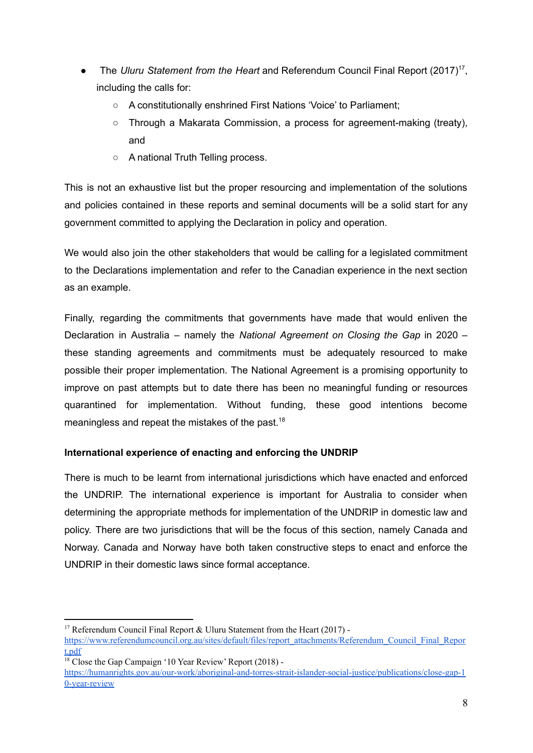- The *Uluru Statement from the Heart* and Referendum Council Final Report (2017)[17], including the calls for:
  - A constitutionally enshrined First Nations 'Voice' to Parliament;
  - Through a Makarata Commission, a process for agreement-making (treaty), and
  - A national Truth Telling process.

This is not an exhaustive list but the proper resourcing and implementation of the solutions and policies contained in these reports and seminal documents will be a solid start for any government committed to applying the Declaration in policy and operation.

We would also join the other stakeholders that would be calling for a legislated commitment to the Declarations implementation and refer to the Canadian experience in the next section as an example.

Finally, regarding the commitments that governments have made that would enliven the Declaration in Australia – namely the *National Agreement on Closing the Gap* in 2020 – these standing agreements and commitments must be adequately resourced to make possible their proper implementation. The National Agreement is a promising opportunity to improve on past attempts but to date there has been no meaningful funding or resources quarantined for implementation. Without funding, these good intentions become meaningless and repeat the mistakes of the past.[18]

**International experience of enacting and enforcing the UNDRIP**

There is much to be learnt from international jurisdictions which have enacted and enforced the UNDRIP. The international experience is important for Australia to consider when determining the appropriate methods for implementation of the UNDRIP in domestic law and policy. There are two jurisdictions that will be the focus of this section, namely Canada and Norway. Canada and Norway have both taken constructive steps to enact and enforce the UNDRIP in their domestic laws since formal acceptance.

---

[17] Referendum Council Final Report & Uluru Statement from the Heart (2017) - https://www.referendumcouncil.org.au/sites/default/files/report_attachments/Referendum_Council_Final_Report.pdf

[18] Close the Gap Campaign '10 Year Review' Report (2018) - https://humanrights.gov.au/our-work/aboriginal-and-torres-strait-islander-social-justice/publications/close-gap-10-year-review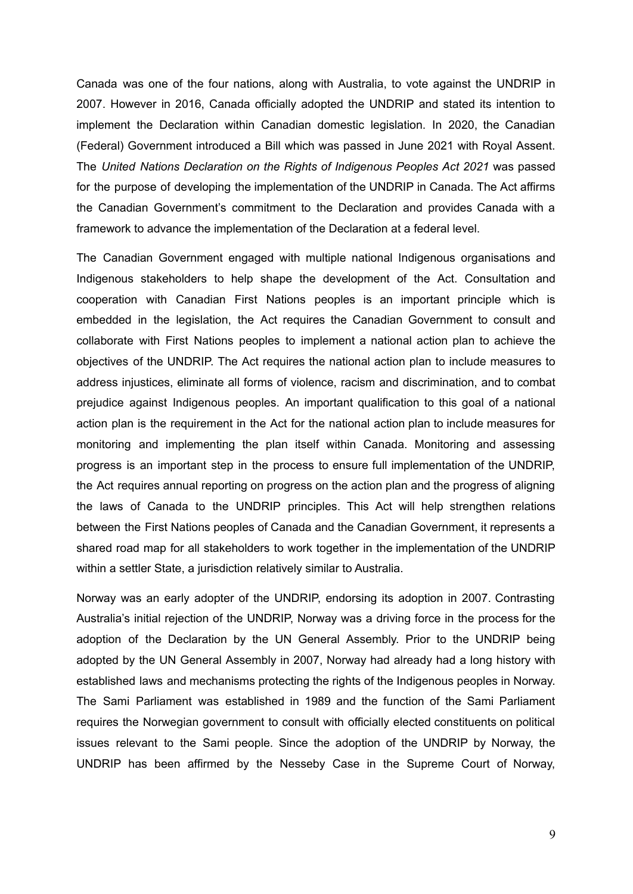Canada was one of the four nations, along with Australia, to vote against the UNDRIP in 2007. However in 2016, Canada officially adopted the UNDRIP and stated its intention to implement the Declaration within Canadian domestic legislation. In 2020, the Canadian (Federal) Government introduced a Bill which was passed in June 2021 with Royal Assent. The *United Nations Declaration on the Rights of Indigenous Peoples Act 2021* was passed for the purpose of developing the implementation of the UNDRIP in Canada. The Act affirms the Canadian Government's commitment to the Declaration and provides Canada with a framework to advance the implementation of the Declaration at a federal level.

The Canadian Government engaged with multiple national Indigenous organisations and Indigenous stakeholders to help shape the development of the Act. Consultation and cooperation with Canadian First Nations peoples is an important principle which is embedded in the legislation, the Act requires the Canadian Government to consult and collaborate with First Nations peoples to implement a national action plan to achieve the objectives of the UNDRIP. The Act requires the national action plan to include measures to address injustices, eliminate all forms of violence, racism and discrimination, and to combat prejudice against Indigenous peoples. An important qualification to this goal of a national action plan is the requirement in the Act for the national action plan to include measures for monitoring and implementing the plan itself within Canada. Monitoring and assessing progress is an important step in the process to ensure full implementation of the UNDRIP, the Act requires annual reporting on progress on the action plan and the progress of aligning the laws of Canada to the UNDRIP principles. This Act will help strengthen relations between the First Nations peoples of Canada and the Canadian Government, it represents a shared road map for all stakeholders to work together in the implementation of the UNDRIP within a settler State, a jurisdiction relatively similar to Australia.

Norway was an early adopter of the UNDRIP, endorsing its adoption in 2007. Contrasting Australia's initial rejection of the UNDRIP, Norway was a driving force in the process for the adoption of the Declaration by the UN General Assembly. Prior to the UNDRIP being adopted by the UN General Assembly in 2007, Norway had already had a long history with established laws and mechanisms protecting the rights of the Indigenous peoples in Norway. The Sami Parliament was established in 1989 and the function of the Sami Parliament requires the Norwegian government to consult with officially elected constituents on political issues relevant to the Sami people. Since the adoption of the UNDRIP by Norway, the UNDRIP has been affirmed by the Nesseby Case in the Supreme Court of Norway,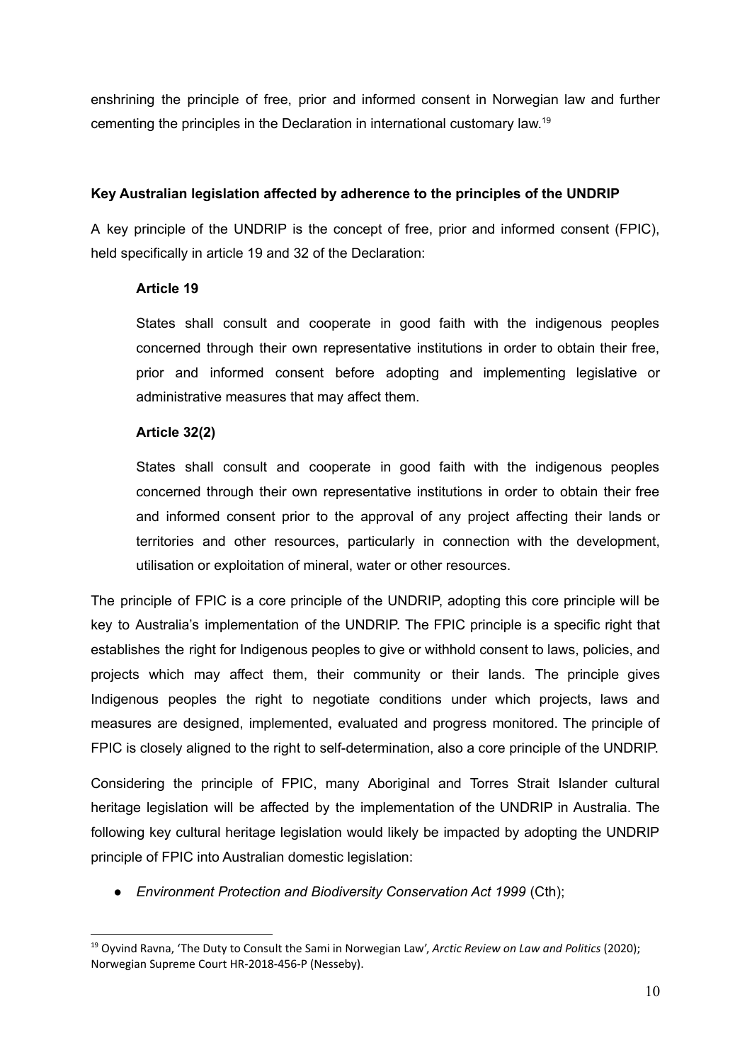enshrining the principle of free, prior and informed consent in Norwegian law and further cementing the principles in the Declaration in international customary law.[19]

**Key Australian legislation affected by adherence to the principles of the UNDRIP**

A key principle of the UNDRIP is the concept of free, prior and informed consent (FPIC), held specifically in article 19 and 32 of the Declaration:

> **Article 19**
>
> States shall consult and cooperate in good faith with the indigenous peoples concerned through their own representative institutions in order to obtain their free, prior and informed consent before adopting and implementing legislative or administrative measures that may affect them.
>
> **Article 32(2)**
>
> States shall consult and cooperate in good faith with the indigenous peoples concerned through their own representative institutions in order to obtain their free and informed consent prior to the approval of any project affecting their lands or territories and other resources, particularly in connection with the development, utilisation or exploitation of mineral, water or other resources.

The principle of FPIC is a core principle of the UNDRIP, adopting this core principle will be key to Australia's implementation of the UNDRIP. The FPIC principle is a specific right that establishes the right for Indigenous peoples to give or withhold consent to laws, policies, and projects which may affect them, their community or their lands. The principle gives Indigenous peoples the right to negotiate conditions under which projects, laws and measures are designed, implemented, evaluated and progress monitored. The principle of FPIC is closely aligned to the right to self-determination, also a core principle of the UNDRIP.

Considering the principle of FPIC, many Aboriginal and Torres Strait Islander cultural heritage legislation will be affected by the implementation of the UNDRIP in Australia. The following key cultural heritage legislation would likely be impacted by adopting the UNDRIP principle of FPIC into Australian domestic legislation:

- *Environment Protection and Biodiversity Conservation Act 1999* (Cth);

[19] Oyvind Ravna, 'The Duty to Consult the Sami in Norwegian Law', *Arctic Review on Law and Politics* (2020); Norwegian Supreme Court HR-2018-456-P (Nesseby).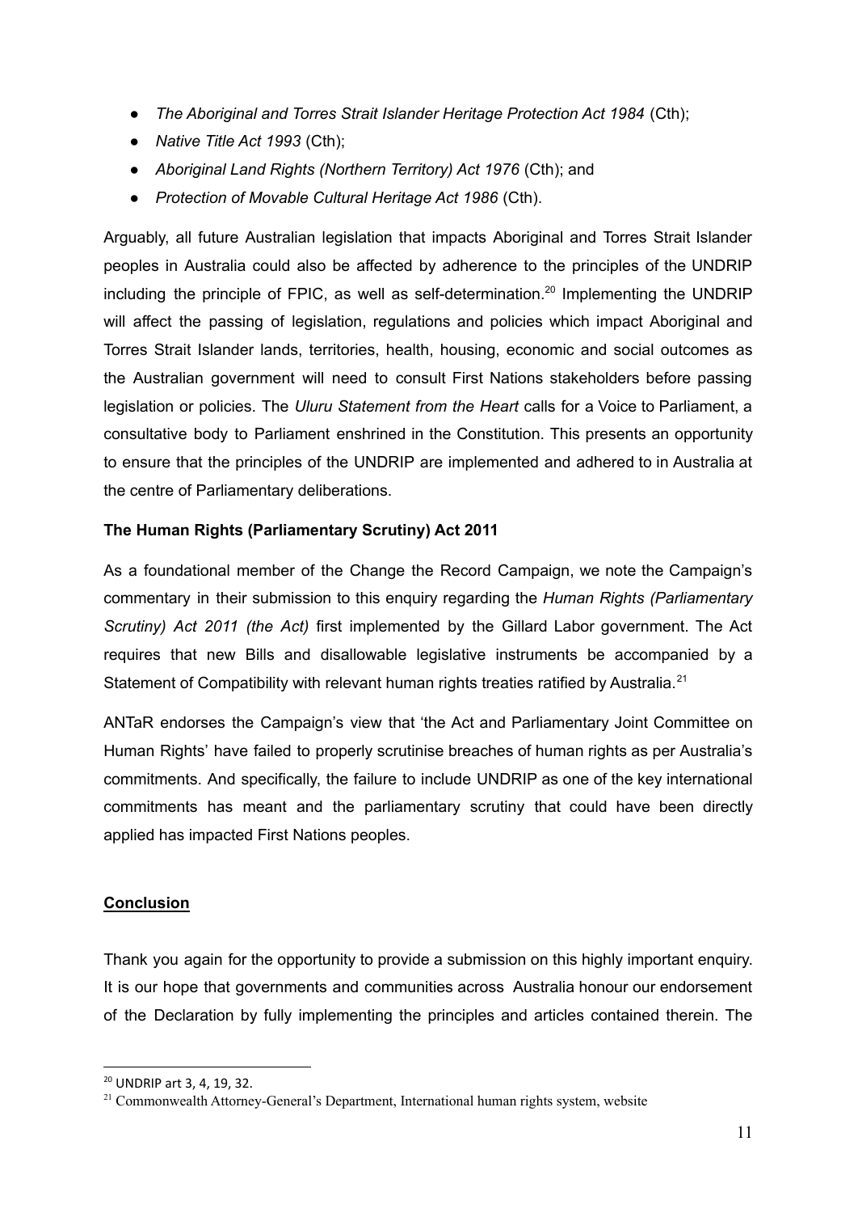- *The Aboriginal and Torres Strait Islander Heritage Protection Act 1984* (Cth);
- *Native Title Act 1993* (Cth);
- *Aboriginal Land Rights (Northern Territory) Act 1976* (Cth); and
- *Protection of Movable Cultural Heritage Act 1986* (Cth).

Arguably, all future Australian legislation that impacts Aboriginal and Torres Strait Islander peoples in Australia could also be affected by adherence to the principles of the UNDRIP including the principle of FPIC, as well as self-determination.[20] Implementing the UNDRIP will affect the passing of legislation, regulations and policies which impact Aboriginal and Torres Strait Islander lands, territories, health, housing, economic and social outcomes as the Australian government will need to consult First Nations stakeholders before passing legislation or policies. The *Uluru Statement from the Heart* calls for a Voice to Parliament, a consultative body to Parliament enshrined in the Constitution. This presents an opportunity to ensure that the principles of the UNDRIP are implemented and adhered to in Australia at the centre of Parliamentary deliberations.

**The Human Rights (Parliamentary Scrutiny) Act 2011**

As a foundational member of the Change the Record Campaign, we note the Campaign's commentary in their submission to this enquiry regarding the *Human Rights (Parliamentary Scrutiny) Act 2011 (the Act)* first implemented by the Gillard Labor government. The Act requires that new Bills and disallowable legislative instruments be accompanied by a Statement of Compatibility with relevant human rights treaties ratified by Australia.[21]

ANTaR endorses the Campaign's view that 'the Act and Parliamentary Joint Committee on Human Rights' have failed to properly scrutinise breaches of human rights as per Australia's commitments. And specifically, the failure to include UNDRIP as one of the key international commitments has meant and the parliamentary scrutiny that could have been directly applied has impacted First Nations peoples.

**<u>Conclusion</u>**

Thank you again for the opportunity to provide a submission on this highly important enquiry. It is our hope that governments and communities across Australia honour our endorsement of the Declaration by fully implementing the principles and articles contained therein. The

---

[20] UNDRIP art 3, 4, 19, 32.

[21] Commonwealth Attorney-General's Department, International human rights system, website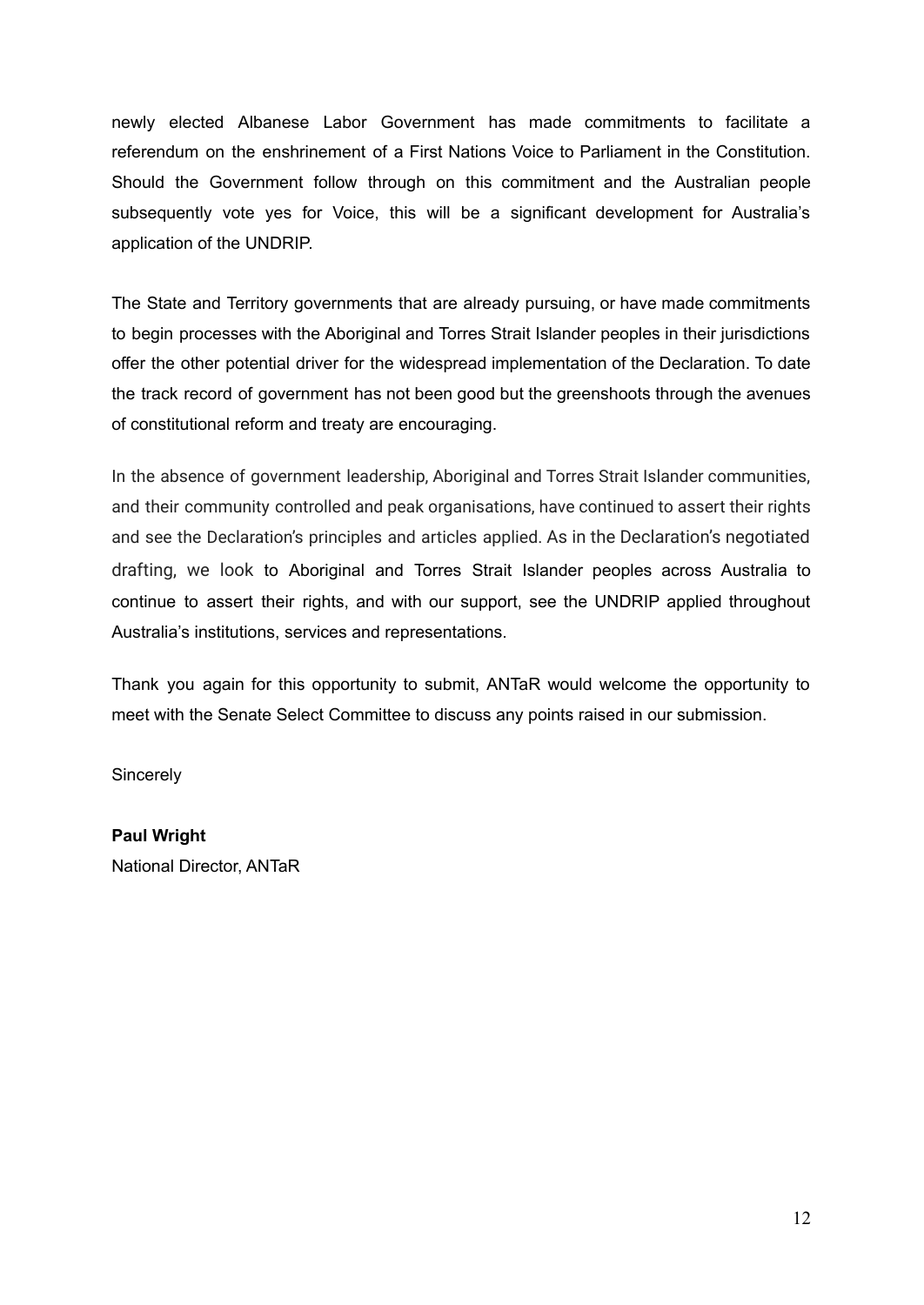newly elected Albanese Labor Government has made commitments to facilitate a referendum on the enshrinement of a First Nations Voice to Parliament in the Constitution. Should the Government follow through on this commitment and the Australian people subsequently vote yes for Voice, this will be a significant development for Australia's application of the UNDRIP.

The State and Territory governments that are already pursuing, or have made commitments to begin processes with the Aboriginal and Torres Strait Islander peoples in their jurisdictions offer the other potential driver for the widespread implementation of the Declaration. To date the track record of government has not been good but the greenshoots through the avenues of constitutional reform and treaty are encouraging.

In the absence of government leadership, Aboriginal and Torres Strait Islander communities, and their community controlled and peak organisations, have continued to assert their rights and see the Declaration's principles and articles applied. As in the Declaration's negotiated drafting, we look to Aboriginal and Torres Strait Islander peoples across Australia to continue to assert their rights, and with our support, see the UNDRIP applied throughout Australia's institutions, services and representations.

Thank you again for this opportunity to submit, ANTaR would welcome the opportunity to meet with the Senate Select Committee to discuss any points raised in our submission.

Sincerely

**Paul Wright**
National Director, ANTaR